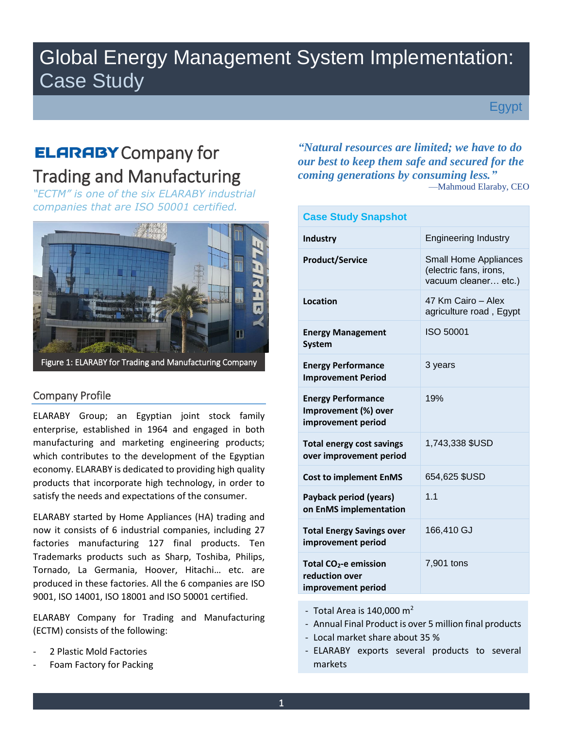// Global Energy Management System Implementation: Case Study

# Global Energy Management System Implementation: Case Study

Egypt

## ELARABY Company for Trading and Manufacturing

*"ECTM" is one of the six ELARABY industrial companies that are ISO 50001 certified.*

Figure 1: ELARABY for Trading and Manufacturing Company

### Company Profile

ELARABY Group; an Egyptian joint stock family enterprise, established in 1964 and engaged in both manufacturing and marketing engineering products; which contributes to the development of the Egyptian economy. ELARABY is dedicated to providing high quality products that incorporate high technology, in order to satisfy the needs and expectations of the consumer.

ELARABY started by Home Appliances (HA) trading and now it consists of 6 industrial companies, including 27 factories manufacturing 127 final products. Ten Trademarks products such as Sharp, Toshiba, Philips, Tornado, La Germania, Hoover, Hitachi… etc. are produced in these factories. All the 6 companies are ISO 9001, ISO 14001, ISO 18001 and ISO 50001 certified.

ELARABY Company for Trading and Manufacturing (ECTM) consists of the following:

- 2 Plastic Mold Factories
- Foam Factory for Packing

*"Natural resources are limited; we have to do our best to keep them safe and secured for the coming generations by consuming less."*
—Mahmoud Elaraby, CEO

### Case Study Snapshot

| | |
|---|---|
| **Industry** | Engineering Industry |
| **Product/Service** | Small Home Appliances (electric fans, irons, vacuum cleaner… etc.) |
| **Location** | 47 Km Cairo – Alex agriculture road , Egypt |
| **Energy Management System** | ISO 50001 |
| **Energy Performance Improvement Period** | 3 years |
| **Energy Performance Improvement (%) over improvement period** | 19% |
| **Total energy cost savings over improvement period** | 1,743,338 $USD |
| **Cost to implement EnMS** | 654,625 $USD |
| **Payback period (years) on EnMS implementation** | 1.1 |
| **Total Energy Savings over improvement period** | 166,410 GJ |
| **Total $CO_2$-e emission reduction over improvement period** | 7,901 tons |

- Total Area is 140,000 $m^2$
- Annual Final Product is over 5 million final products
- Local market share about 35 %
- ELARABY exports several products to several markets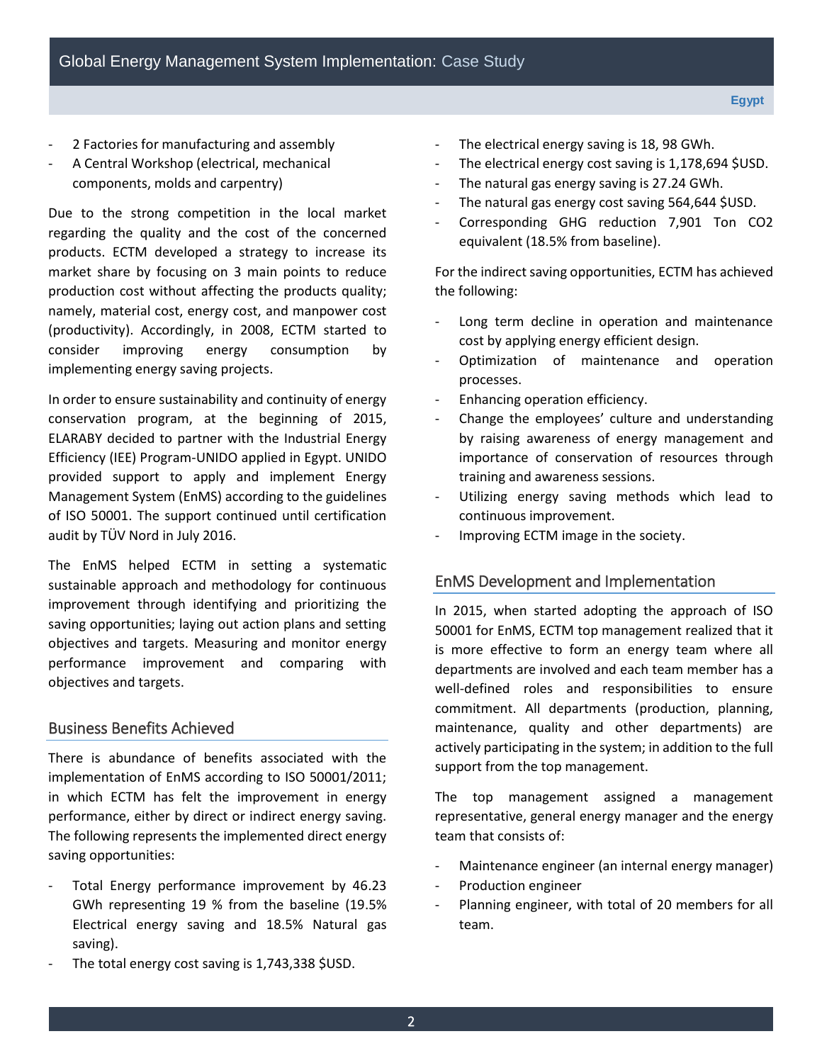- 2 Factories for manufacturing and assembly
- A Central Workshop (electrical, mechanical components, molds and carpentry)

Due to the strong competition in the local market regarding the quality and the cost of the concerned products. ECTM developed a strategy to increase its market share by focusing on 3 main points to reduce production cost without affecting the products quality; namely, material cost, energy cost, and manpower cost (productivity). Accordingly, in 2008, ECTM started to consider improving energy consumption by implementing energy saving projects.

In order to ensure sustainability and continuity of energy conservation program, at the beginning of 2015, ELARABY decided to partner with the Industrial Energy Efficiency (IEE) Program-UNIDO applied in Egypt. UNIDO provided support to apply and implement Energy Management System (EnMS) according to the guidelines of ISO 50001. The support continued until certification audit by TÜV Nord in July 2016.

The EnMS helped ECTM in setting a systematic sustainable approach and methodology for continuous improvement through identifying and prioritizing the saving opportunities; laying out action plans and setting objectives and targets. Measuring and monitor energy performance improvement and comparing with objectives and targets.

## Business Benefits Achieved

There is abundance of benefits associated with the implementation of EnMS according to ISO 50001/2011; in which ECTM has felt the improvement in energy performance, either by direct or indirect energy saving. The following represents the implemented direct energy saving opportunities:

- Total Energy performance improvement by 46.23 GWh representing 19 % from the baseline (19.5% Electrical energy saving and 18.5% Natural gas saving).
- The total energy cost saving is 1,743,338 $USD.
- The electrical energy saving is 18, 98 GWh.
- The electrical energy cost saving is 1,178,694 $USD.
- The natural gas energy saving is 27.24 GWh.
- The natural gas energy cost saving 564,644 $USD.
- Corresponding GHG reduction 7,901 Ton CO2 equivalent (18.5% from baseline).

For the indirect saving opportunities, ECTM has achieved the following:

- Long term decline in operation and maintenance cost by applying energy efficient design.
- Optimization of maintenance and operation processes.
- Enhancing operation efficiency.
- Change the employees' culture and understanding by raising awareness of energy management and importance of conservation of resources through training and awareness sessions.
- Utilizing energy saving methods which lead to continuous improvement.
- Improving ECTM image in the society.

## EnMS Development and Implementation

In 2015, when started adopting the approach of ISO 50001 for EnMS, ECTM top management realized that it is more effective to form an energy team where all departments are involved and each team member has a well-defined roles and responsibilities to ensure commitment. All departments (production, planning, maintenance, quality and other departments) are actively participating in the system; in addition to the full support from the top management.

The top management assigned a management representative, general energy manager and the energy team that consists of:

- Maintenance engineer (an internal energy manager)
- Production engineer
- Planning engineer, with total of 20 members for all team.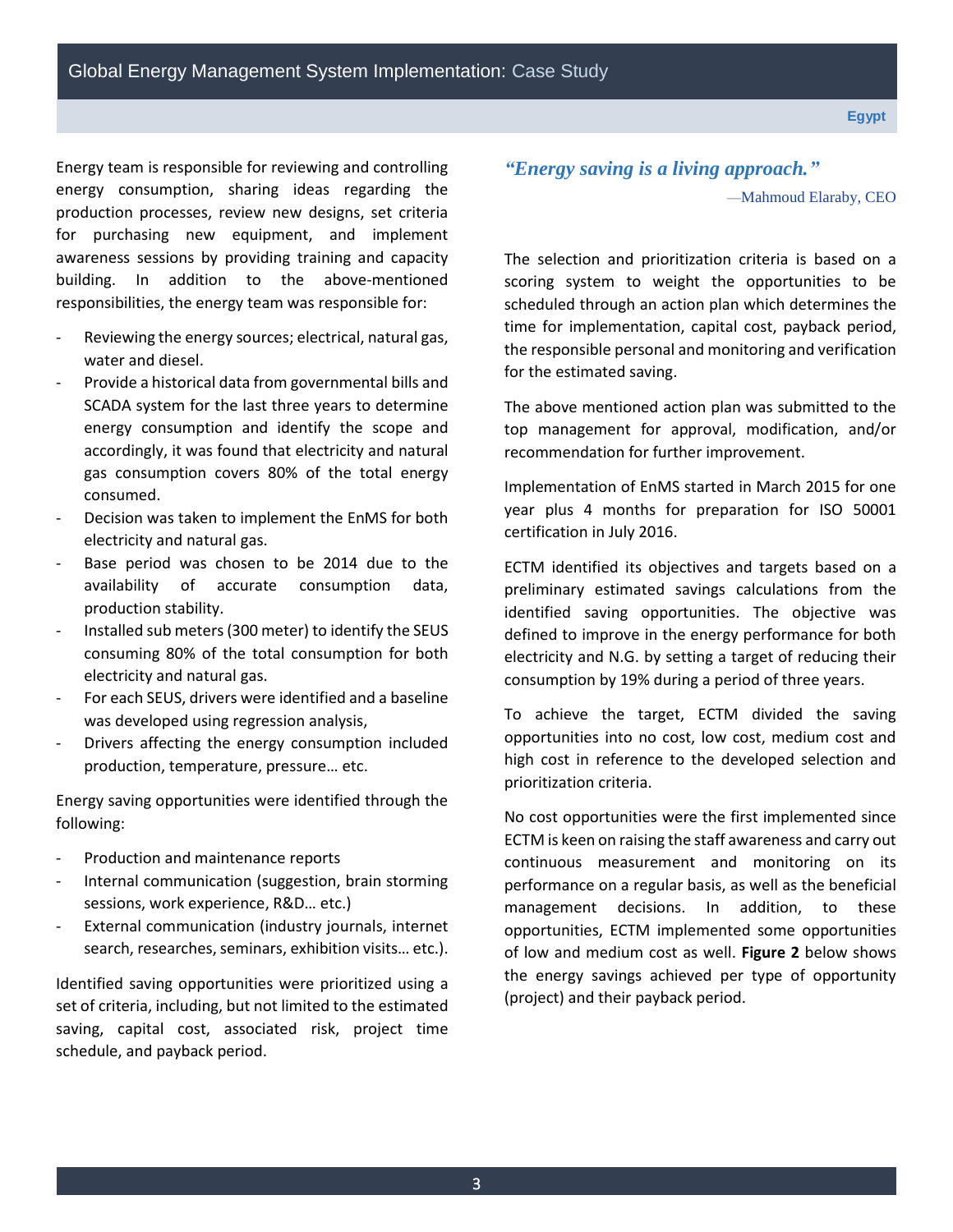Energy team is responsible for reviewing and controlling energy consumption, sharing ideas regarding the production processes, review new designs, set criteria for purchasing new equipment, and implement awareness sessions by providing training and capacity building. In addition to the above-mentioned responsibilities, the energy team was responsible for:

- Reviewing the energy sources; electrical, natural gas, water and diesel.
- Provide a historical data from governmental bills and SCADA system for the last three years to determine energy consumption and identify the scope and accordingly, it was found that electricity and natural gas consumption covers 80% of the total energy consumed.
- Decision was taken to implement the EnMS for both electricity and natural gas.
- Base period was chosen to be 2014 due to the availability of accurate consumption data, production stability.
- Installed sub meters (300 meter) to identify the SEUS consuming 80% of the total consumption for both electricity and natural gas.
- For each SEUS, drivers were identified and a baseline was developed using regression analysis,
- Drivers affecting the energy consumption included production, temperature, pressure… etc.

Energy saving opportunities were identified through the following:

- Production and maintenance reports
- Internal communication (suggestion, brain storming sessions, work experience, R&D… etc.)
- External communication (industry journals, internet search, researches, seminars, exhibition visits… etc.).

Identified saving opportunities were prioritized using a set of criteria, including, but not limited to the estimated saving, capital cost, associated risk, project time schedule, and payback period.

*"Energy saving is a living approach."*

—Mahmoud Elaraby, CEO

The selection and prioritization criteria is based on a scoring system to weight the opportunities to be scheduled through an action plan which determines the time for implementation, capital cost, payback period, the responsible personal and monitoring and verification for the estimated saving.

The above mentioned action plan was submitted to the top management for approval, modification, and/or recommendation for further improvement.

Implementation of EnMS started in March 2015 for one year plus 4 months for preparation for ISO 50001 certification in July 2016.

ECTM identified its objectives and targets based on a preliminary estimated savings calculations from the identified saving opportunities. The objective was defined to improve in the energy performance for both electricity and N.G. by setting a target of reducing their consumption by 19% during a period of three years.

To achieve the target, ECTM divided the saving opportunities into no cost, low cost, medium cost and high cost in reference to the developed selection and prioritization criteria.

No cost opportunities were the first implemented since ECTM is keen on raising the staff awareness and carry out continuous measurement and monitoring on its performance on a regular basis, as well as the beneficial management decisions. In addition, to these opportunities, ECTM implemented some opportunities of low and medium cost as well. **Figure 2** below shows the energy savings achieved per type of opportunity (project) and their payback period.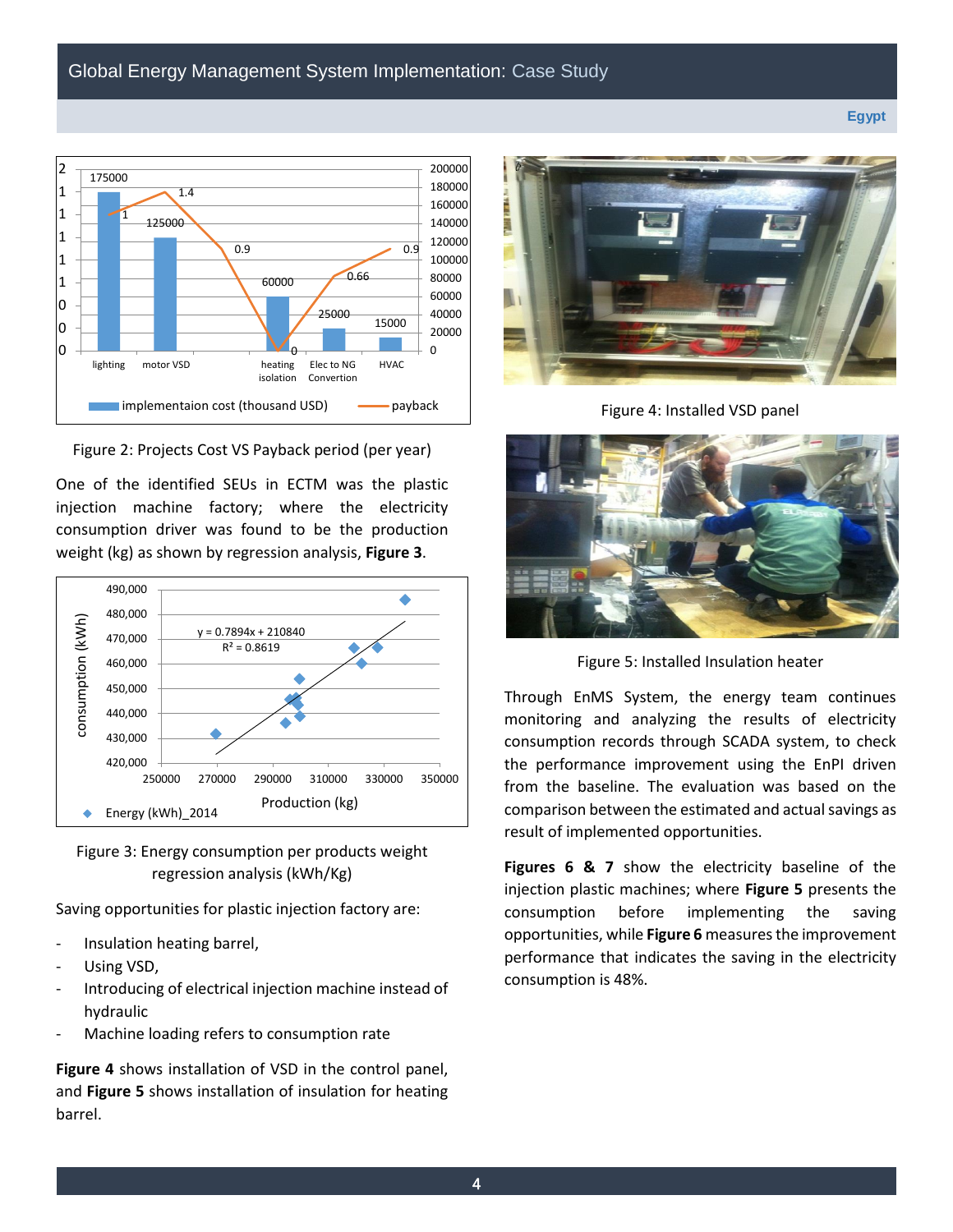Figure 2: Projects Cost VS Payback period (per year)

One of the identified SEUs in ECTM was the plastic injection machine factory; where the electricity consumption driver was found to be the production weight (kg) as shown by regression analysis, **Figure 3**.

Figure 3: Energy consumption per products weight regression analysis (kWh/Kg)

Saving opportunities for plastic injection factory are:

- Insulation heating barrel,
- Using VSD,
- Introducing of electrical injection machine instead of hydraulic
- Machine loading refers to consumption rate

**Figure 4** shows installation of VSD in the control panel, and **Figure 5** shows installation of insulation for heating barrel.

Figure 4: Installed VSD panel

Figure 5: Installed Insulation heater

Through EnMS System, the energy team continues monitoring and analyzing the results of electricity consumption records through SCADA system, to check the performance improvement using the EnPI driven from the baseline. The evaluation was based on the comparison between the estimated and actual savings as result of implemented opportunities.

**Figures 6 & 7** show the electricity baseline of the injection plastic machines; where **Figure 5** presents the consumption before implementing the saving opportunities, while **Figure 6** measures the improvement performance that indicates the saving in the electricity consumption is 48%.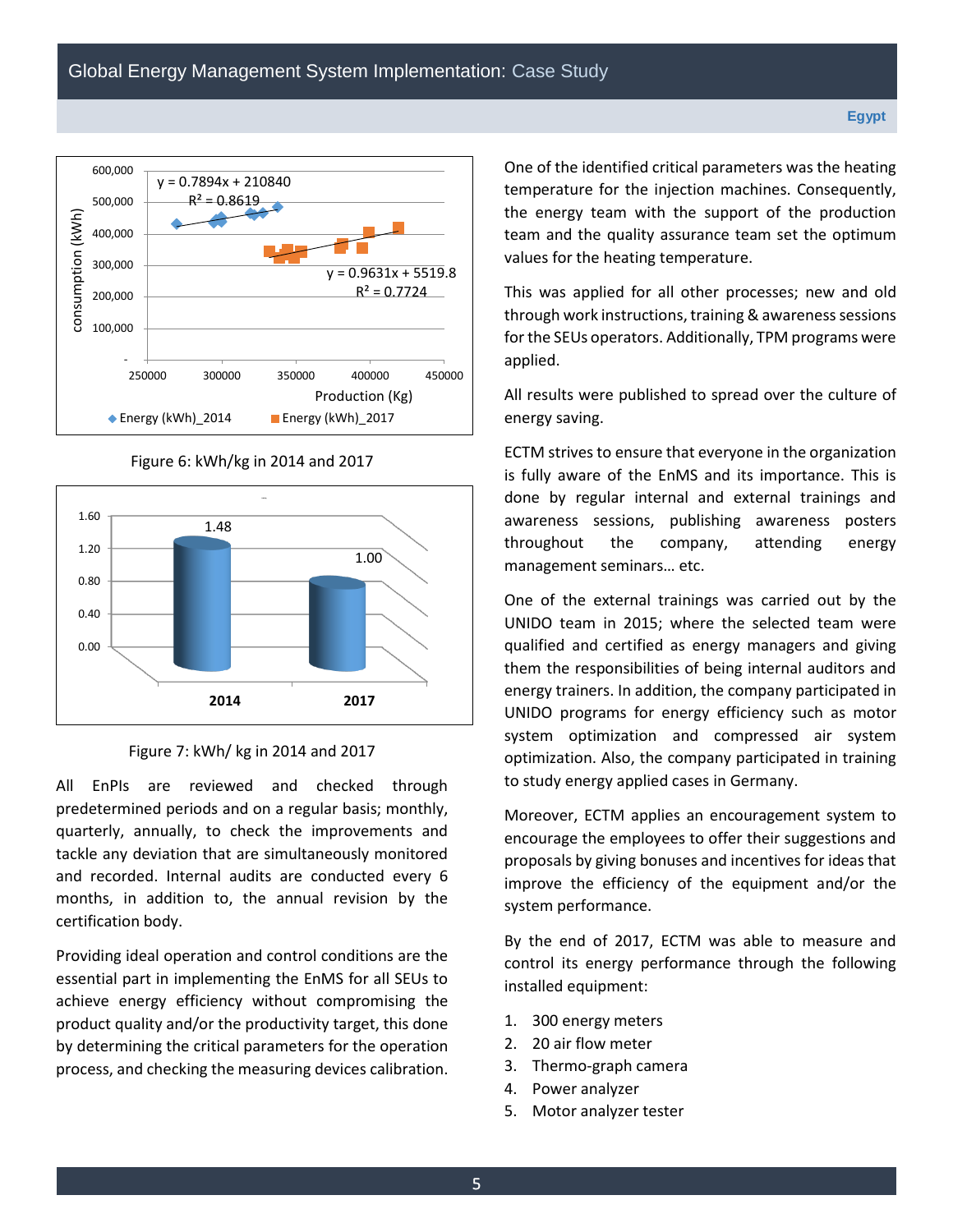Figure 6: kWh/kg in 2014 and 2017

Figure 7: kWh/ kg in 2014 and 2017

All EnPIs are reviewed and checked through predetermined periods and on a regular basis; monthly, quarterly, annually, to check the improvements and tackle any deviation that are simultaneously monitored and recorded. Internal audits are conducted every 6 months, in addition to, the annual revision by the certification body.

Providing ideal operation and control conditions are the essential part in implementing the EnMS for all SEUs to achieve energy efficiency without compromising the product quality and/or the productivity target, this done by determining the critical parameters for the operation process, and checking the measuring devices calibration.

One of the identified critical parameters was the heating temperature for the injection machines. Consequently, the energy team with the support of the production team and the quality assurance team set the optimum values for the heating temperature.

This was applied for all other processes; new and old through work instructions, training & awareness sessions for the SEUs operators. Additionally, TPM programs were applied.

All results were published to spread over the culture of energy saving.

ECTM strives to ensure that everyone in the organization is fully aware of the EnMS and its importance. This is done by regular internal and external trainings and awareness sessions, publishing awareness posters throughout the company, attending energy management seminars… etc.

One of the external trainings was carried out by the UNIDO team in 2015; where the selected team were qualified and certified as energy managers and giving them the responsibilities of being internal auditors and energy trainers. In addition, the company participated in UNIDO programs for energy efficiency such as motor system optimization and compressed air system optimization. Also, the company participated in training to study energy applied cases in Germany.

Moreover, ECTM applies an encouragement system to encourage the employees to offer their suggestions and proposals by giving bonuses and incentives for ideas that improve the efficiency of the equipment and/or the system performance.

By the end of 2017, ECTM was able to measure and control its energy performance through the following installed equipment:

1. 300 energy meters
2. 20 air flow meter
3. Thermo-graph camera
4. Power analyzer
5. Motor analyzer tester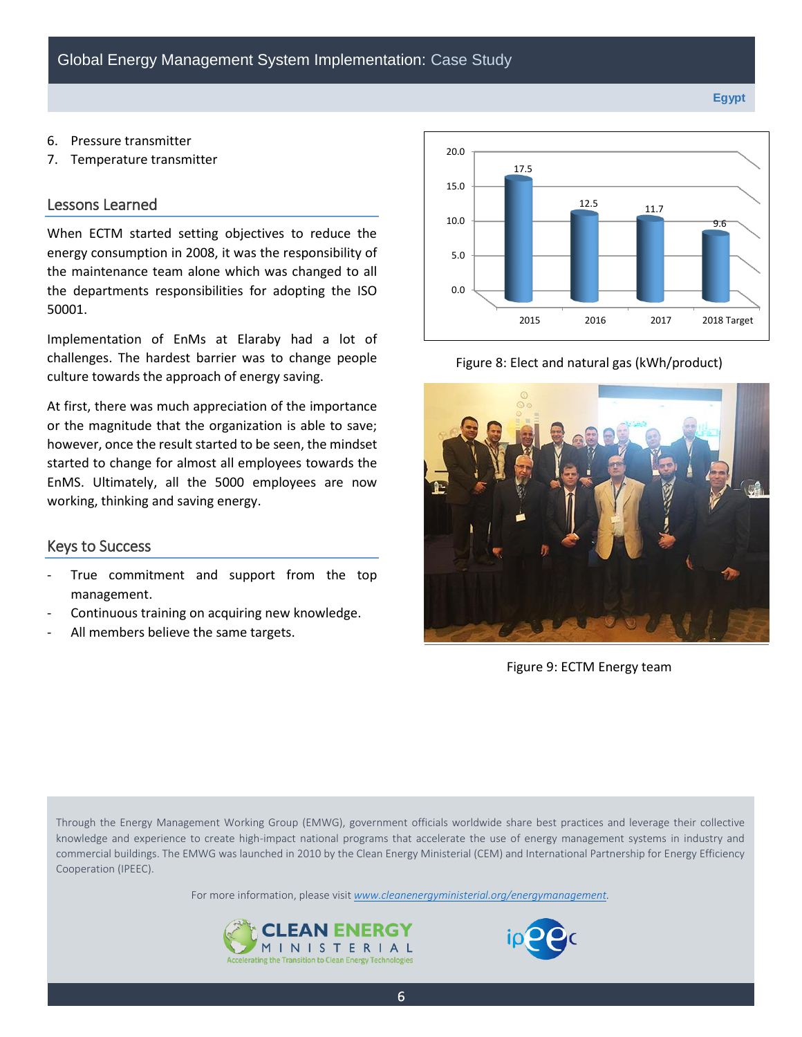6. Pressure transmitter
7. Temperature transmitter

## Lessons Learned

When ECTM started setting objectives to reduce the energy consumption in 2008, it was the responsibility of the maintenance team alone which was changed to all the departments responsibilities for adopting the ISO 50001.

Implementation of EnMs at Elaraby had a lot of challenges. The hardest barrier was to change people culture towards the approach of energy saving.

At first, there was much appreciation of the importance or the magnitude that the organization is able to save; however, once the result started to be seen, the mindset started to change for almost all employees towards the EnMS. Ultimately, all the 5000 employees are now working, thinking and saving energy.

## Keys to Success

- True commitment and support from the top management.
- Continuous training on acquiring new knowledge.
- All members believe the same targets.

20.0
15.0
10.0
5.0
0.0

17.5
12.5
11.7
9.6

2015
2016
2017
2018 Target

Figure 8: Elect and natural gas (kWh/product)

Figure 9: ECTM Energy team

Through the Energy Management Working Group (EMWG), government officials worldwide share best practices and leverage their collective knowledge and experience to create high-impact national programs that accelerate the use of energy management systems in industry and commercial buildings. The EMWG was launched in 2010 by the Clean Energy Ministerial (CEM) and International Partnership for Energy Efficiency Cooperation (IPEEC).

For more information, please visit *www.cleanenergyministerial.org/energymanagement*.

CLEAN ENERGY MINISTERIAL
Accelerating the Transition to Clean Energy Technologies

ipeec